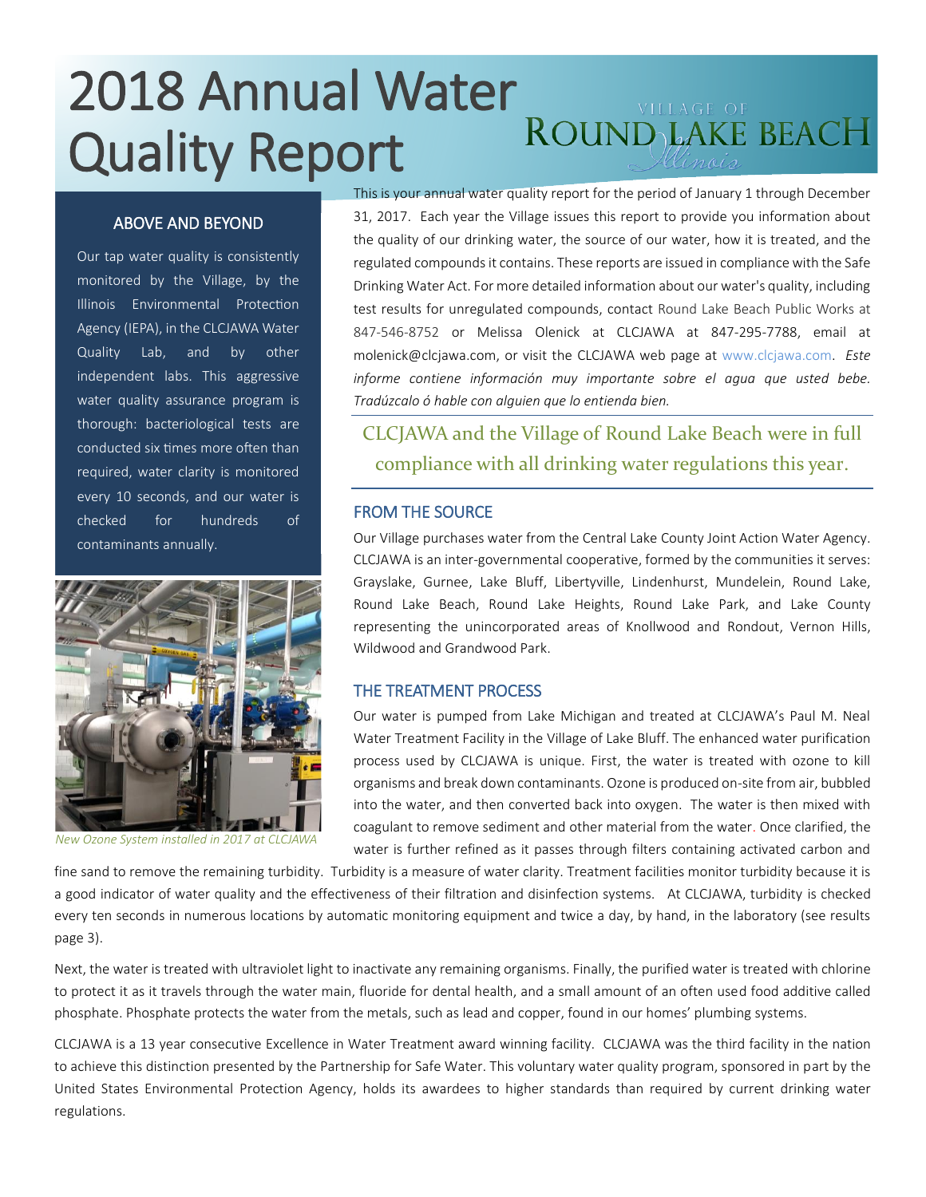# 2018 Annual Water Quality Report

VILLAGE OF ROUND LAKE BEACH *Illinois*

## ABOVE AND BEYOND

Our tap water quality is consistently monitored by the Village, by the Illinois Environmental Protection Agency (IEPA), in the CLCJAWA Water Quality Lab, and by other independent labs. This aggressive water quality assurance program is thorough: bacteriological tests are conducted six times more often than required, water clarity is monitored every 10 seconds, and our water is checked for hundreds of contaminants annually.

*New Ozone System installed in 2017 at CLCJAWA*

This is your annual water quality report for the period of January 1 through December 31, 2017. Each year the Village issues this report to provide you information about the quality of our drinking water, the source of our water, how it is treated, and the regulated compounds it contains. These reports are issued in compliance with the Safe Drinking Water Act. For more detailed information about our water's quality, including test results for unregulated compounds, contact Round Lake Beach Public Works at 847-546-8752 or Melissa Olenick at CLCJAWA at 847-295-7788, email at molenick@clcjawa.com, or visit the CLCJAWA web page at www.clcjawa.com. *Este informe contiene información muy importante sobre el agua que usted bebe. Tradúzcalo ó hable con alguien que lo entienda bien.*

CLCJAWA and the Village of Round Lake Beach were in full compliance with all drinking water regulations this year.

## FROM THE SOURCE

Our Village purchases water from the Central Lake County Joint Action Water Agency. CLCJAWA is an inter-governmental cooperative, formed by the communities it serves: Grayslake, Gurnee, Lake Bluff, Libertyville, Lindenhurst, Mundelein, Round Lake, Round Lake Beach, Round Lake Heights, Round Lake Park, and Lake County representing the unincorporated areas of Knollwood and Rondout, Vernon Hills, Wildwood and Grandwood Park.

## THE TREATMENT PROCESS

Our water is pumped from Lake Michigan and treated at CLCJAWA's Paul M. Neal Water Treatment Facility in the Village of Lake Bluff. The enhanced water purification process used by CLCJAWA is unique. First, the water is treated with ozone to kill organisms and break down contaminants. Ozone is produced on-site from air, bubbled into the water, and then converted back into oxygen. The water is then mixed with coagulant to remove sediment and other material from the water. Once clarified, the water is further refined as it passes through filters containing activated carbon and fine sand to remove the remaining turbidity. Turbidity is a measure of water clarity. Treatment facilities monitor turbidity because it is a good indicator of water quality and the effectiveness of their filtration and disinfection systems. At CLCJAWA, turbidity is checked every ten seconds in numerous locations by automatic monitoring equipment and twice a day, by hand, in the laboratory (see results page 3).

Next, the water is treated with ultraviolet light to inactivate any remaining organisms. Finally, the purified water is treated with chlorine to protect it as it travels through the water main, fluoride for dental health, and a small amount of an often used food additive called phosphate. Phosphate protects the water from the metals, such as lead and copper, found in our homes' plumbing systems.

CLCJAWA is a 13 year consecutive Excellence in Water Treatment award winning facility. CLCJAWA was the third facility in the nation to achieve this distinction presented by the Partnership for Safe Water. This voluntary water quality program, sponsored in part by the United States Environmental Protection Agency, holds its awardees to higher standards than required by current drinking water regulations.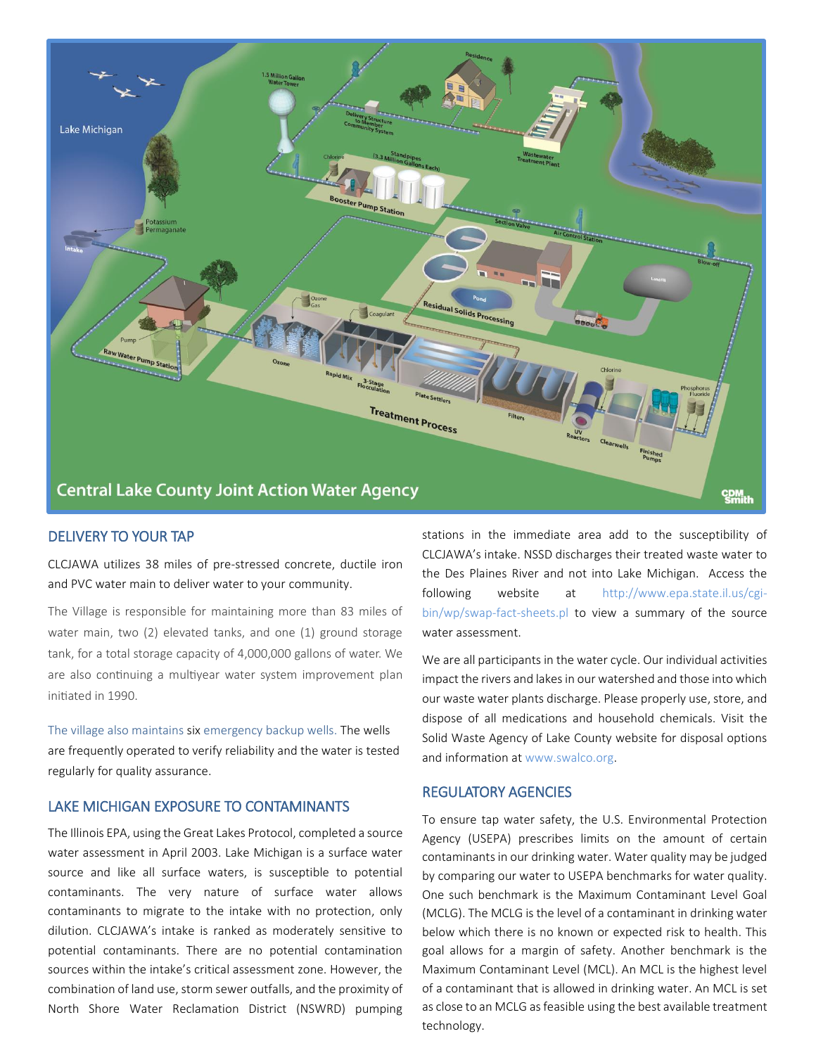## DELIVERY TO YOUR TAP

CLCJAWA utilizes 38 miles of pre-stressed concrete, ductile iron and PVC water main to deliver water to your community.

The Village is responsible for maintaining more than 83 miles of water main, two (2) elevated tanks, and one (1) ground storage tank, for a total storage capacity of 4,000,000 gallons of water. We are also continuing a multiyear water system improvement plan initiated in 1990.

The village also maintains six emergency backup wells. The wells are frequently operated to verify reliability and the water is tested regularly for quality assurance.

## LAKE MICHIGAN EXPOSURE TO CONTAMINANTS

The Illinois EPA, using the Great Lakes Protocol, completed a source water assessment in April 2003. Lake Michigan is a surface water source and like all surface waters, is susceptible to potential contaminants. The very nature of surface water allows contaminants to migrate to the intake with no protection, only dilution. CLCJAWA's intake is ranked as moderately sensitive to potential contaminants. There are no potential contamination sources within the intake's critical assessment zone. However, the combination of land use, storm sewer outfalls, and the proximity of North Shore Water Reclamation District (NSWRD) pumping stations in the immediate area add to the susceptibility of CLCJAWA's intake. NSSD discharges their treated waste water to the Des Plaines River and not into Lake Michigan. Access the following website at http://www.epa.state.il.us/cgi-bin/wp/swap-fact-sheets.pl to view a summary of the source water assessment.

We are all participants in the water cycle. Our individual activities impact the rivers and lakes in our watershed and those into which our waste water plants discharge. Please properly use, store, and dispose of all medications and household chemicals. Visit the Solid Waste Agency of Lake County website for disposal options and information at www.swalco.org.

## REGULATORY AGENCIES

To ensure tap water safety, the U.S. Environmental Protection Agency (USEPA) prescribes limits on the amount of certain contaminants in our drinking water. Water quality may be judged by comparing our water to USEPA benchmarks for water quality. One such benchmark is the Maximum Contaminant Level Goal (MCLG). The MCLG is the level of a contaminant in drinking water below which there is no known or expected risk to health. This goal allows for a margin of safety. Another benchmark is the Maximum Contaminant Level (MCL). An MCL is the highest level of a contaminant that is allowed in drinking water. An MCL is set as close to an MCLG as feasible using the best available treatment technology.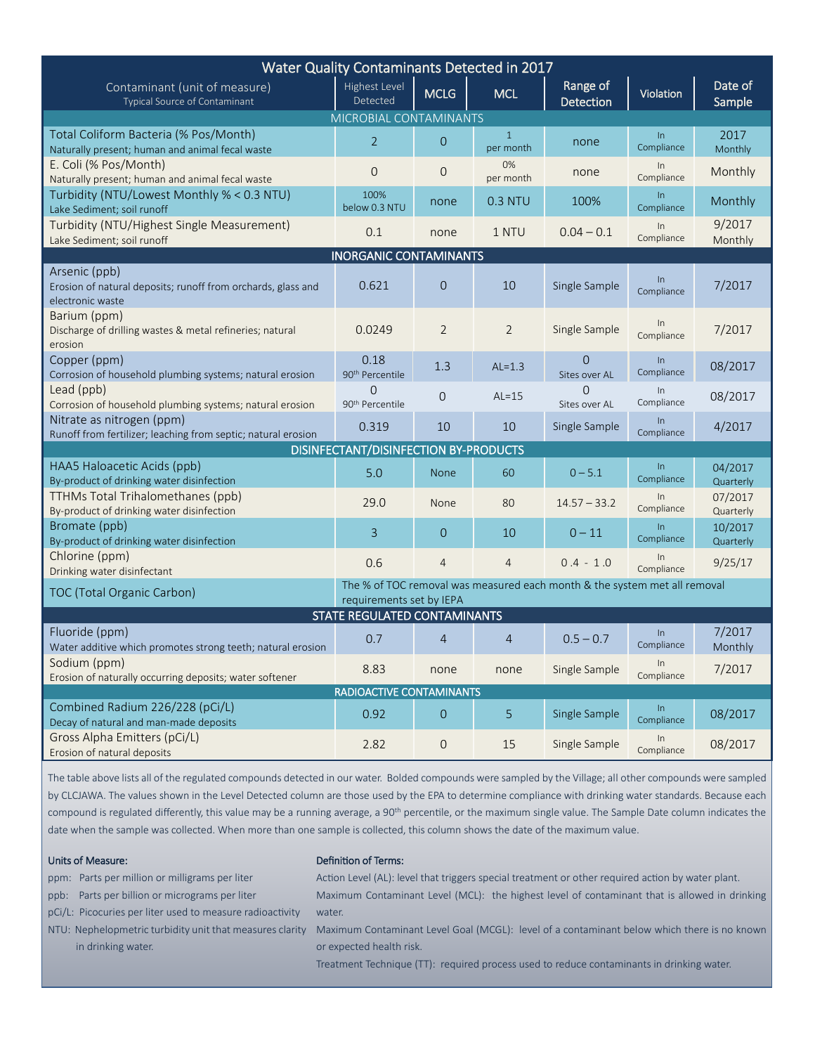## Water Quality Contaminants Detected in 2017

| Contaminant (unit of measure)<br>Typical Source of Contaminant | Highest Level Detected | MCLG | MCL | Range of Detection | Violation | Date of Sample |
|---|---|---|---|---|---|---|
| **MICROBIAL CONTAMINANTS** | | | | | | |
| Total Coliform Bacteria (% Pos/Month)<br>Naturally present; human and animal fecal waste | 2 | 0 | 1 per month | none | In Compliance | 2017 Monthly |
| E. Coli (% Pos/Month)<br>Naturally present; human and animal fecal waste | 0 | 0 | 0% per month | none | In Compliance | Monthly |
| Turbidity (NTU/Lowest Monthly % < 0.3 NTU)<br>Lake Sediment; soil runoff | 100% below 0.3 NTU | none | 0.3 NTU | 100% | In Compliance | Monthly |
| Turbidity (NTU/Highest Single Measurement)<br>Lake Sediment; soil runoff | 0.1 | none | 1 NTU | 0.04 – 0.1 | In Compliance | 9/2017 Monthly |
| **INORGANIC CONTAMINANTS** | | | | | | |
| Arsenic (ppb)<br>Erosion of natural deposits; runoff from orchards, glass and electronic waste | 0.621 | 0 | 10 | Single Sample | In Compliance | 7/2017 |
| Barium (ppm)<br>Discharge of drilling wastes & metal refineries; natural erosion | 0.0249 | 2 | 2 | Single Sample | In Compliance | 7/2017 |
| Copper (ppm)<br>Corrosion of household plumbing systems; natural erosion | 0.18<br>90th Percentile | 1.3 | AL=1.3 | 0<br>Sites over AL | In Compliance | 08/2017 |
| Lead (ppb)<br>Corrosion of household plumbing systems; natural erosion | 0<br>90th Percentile | 0 | AL=15 | 0<br>Sites over AL | In Compliance | 08/2017 |
| Nitrate as nitrogen (ppm)<br>Runoff from fertilizer; leaching from septic; natural erosion | 0.319 | 10 | 10 | Single Sample | In Compliance | 4/2017 |
| **DISINFECTANT/DISINFECTION BY-PRODUCTS** | | | | | | |
| HAA5 Haloacetic Acids (ppb)<br>By-product of drinking water disinfection | 5.0 | None | 60 | 0 – 5.1 | In Compliance | 04/2017 Quarterly |
| TTHMs Total Trihalomethanes (ppb)<br>By-product of drinking water disinfection | 29.0 | None | 80 | 14.57 – 33.2 | In Compliance | 07/2017 Quarterly |
| Bromate (ppb)<br>By-product of drinking water disinfection | 3 | 0 | 10 | 0 – 11 | In Compliance | 10/2017 Quarterly |
| Chlorine (ppm)<br>Drinking water disinfectant | 0.6 | 4 | 4 | 0.4 - 1.0 | In Compliance | 9/25/17 |
| TOC (Total Organic Carbon) | The % of TOC removal was measured each month & the system met all removal requirements set by IEPA | | | | | |
| **STATE REGULATED CONTAMINANTS** | | | | | | |
| Fluoride (ppm)<br>Water additive which promotes strong teeth; natural erosion | 0.7 | 4 | 4 | 0.5 – 0.7 | In Compliance | 7/2017 Monthly |
| Sodium (ppm)<br>Erosion of naturally occurring deposits; water softener | 8.83 | none | none | Single Sample | In Compliance | 7/2017 |
| **RADIOACTIVE CONTAMINANTS** | | | | | | |
| Combined Radium 226/228 (pCi/L)<br>Decay of natural and man-made deposits | 0.92 | 0 | 5 | Single Sample | In Compliance | 08/2017 |
| Gross Alpha Emitters (pCi/L)<br>Erosion of natural deposits | 2.82 | 0 | 15 | Single Sample | In Compliance | 08/2017 |

The table above lists all of the regulated compounds detected in our water. Bolded compounds were sampled by the Village; all other compounds were sampled by CLCJAWA. The values shown in the Level Detected column are those used by the EPA to determine compliance with drinking water standards. Because each compound is regulated differently, this value may be a running average, a 90th percentile, or the maximum single value. The Sample Date column indicates the date when the sample was collected. When more than one sample is collected, this column shows the date of the maximum value.

**Units of Measure:**

- ppm: Parts per million or milligrams per liter
- ppb: Parts per billion or micrograms per liter
- pCi/L: Picocuries per liter used to measure radioactivity
- NTU: Nephelometric turbidity unit that measures clarity in drinking water.

**Definition of Terms:**

Action Level (AL): level that triggers special treatment or other required action by water plant.

Maximum Contaminant Level (MCL): the highest level of contaminant that is allowed in drinking water.

Maximum Contaminant Level Goal (MCGL): level of a contaminant below which there is no known or expected health risk.

Treatment Technique (TT): required process used to reduce contaminants in drinking water.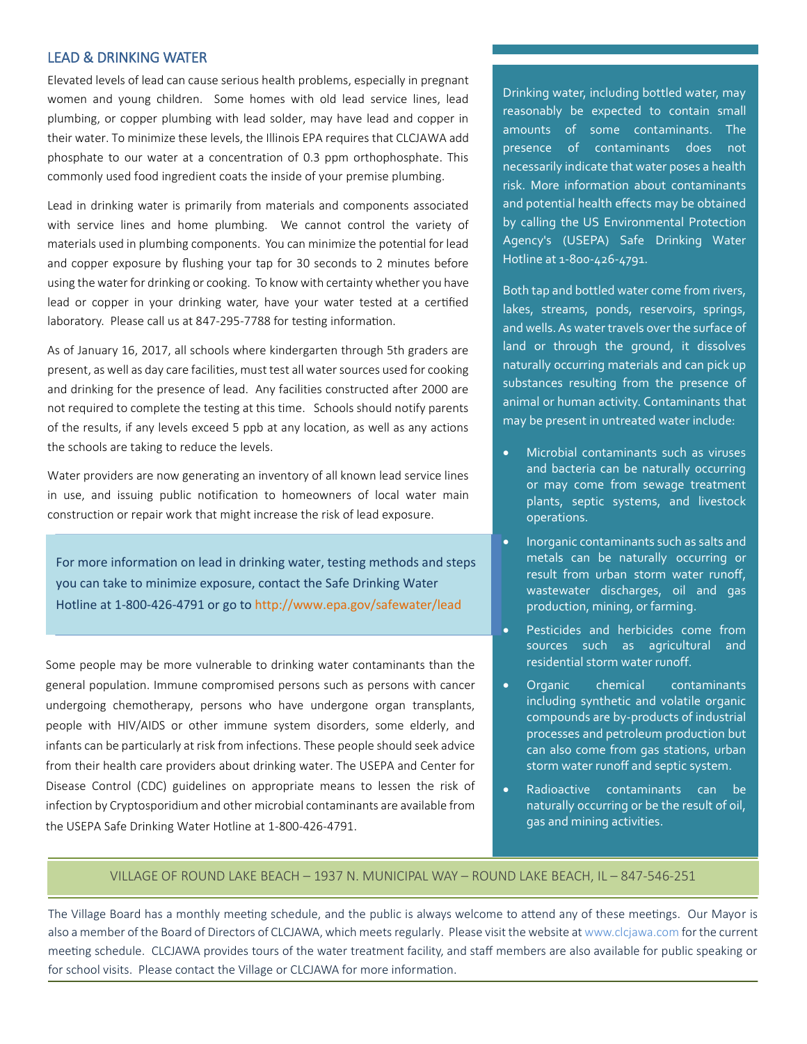## LEAD & DRINKING WATER

Elevated levels of lead can cause serious health problems, especially in pregnant women and young children. Some homes with old lead service lines, lead plumbing, or copper plumbing with lead solder, may have lead and copper in their water. To minimize these levels, the Illinois EPA requires that CLCJAWA add phosphate to our water at a concentration of 0.3 ppm orthophosphate. This commonly used food ingredient coats the inside of your premise plumbing.

Lead in drinking water is primarily from materials and components associated with service lines and home plumbing. We cannot control the variety of materials used in plumbing components. You can minimize the potential for lead and copper exposure by flushing your tap for 30 seconds to 2 minutes before using the water for drinking or cooking. To know with certainty whether you have lead or copper in your drinking water, have your water tested at a certified laboratory. Please call us at 847-295-7788 for testing information.

As of January 16, 2017, all schools where kindergarten through 5th graders are present, as well as day care facilities, must test all water sources used for cooking and drinking for the presence of lead. Any facilities constructed after 2000 are not required to complete the testing at this time. Schools should notify parents of the results, if any levels exceed 5 ppb at any location, as well as any actions the schools are taking to reduce the levels.

Water providers are now generating an inventory of all known lead service lines in use, and issuing public notification to homeowners of local water main construction or repair work that might increase the risk of lead exposure.

For more information on lead in drinking water, testing methods and steps you can take to minimize exposure, contact the Safe Drinking Water Hotline at 1-800-426-4791 or go to http://www.epa.gov/safewater/lead

Some people may be more vulnerable to drinking water contaminants than the general population. Immune compromised persons such as persons with cancer undergoing chemotherapy, persons who have undergone organ transplants, people with HIV/AIDS or other immune system disorders, some elderly, and infants can be particularly at risk from infections. These people should seek advice from their health care providers about drinking water. The USEPA and Center for Disease Control (CDC) guidelines on appropriate means to lessen the risk of infection by Cryptosporidium and other microbial contaminants are available from the USEPA Safe Drinking Water Hotline at 1-800-426-4791.

Drinking water, including bottled water, may reasonably be expected to contain small amounts of some contaminants. The presence of contaminants does not necessarily indicate that water poses a health risk. More information about contaminants and potential health effects may be obtained by calling the US Environmental Protection Agency's (USEPA) Safe Drinking Water Hotline at 1-800-426-4791.

Both tap and bottled water come from rivers, lakes, streams, ponds, reservoirs, springs, and wells. As water travels over the surface of land or through the ground, it dissolves naturally occurring materials and can pick up substances resulting from the presence of animal or human activity. Contaminants that may be present in untreated water include:

- Microbial contaminants such as viruses and bacteria can be naturally occurring or may come from sewage treatment plants, septic systems, and livestock operations.
- Inorganic contaminants such as salts and metals can be naturally occurring or result from urban storm water runoff, wastewater discharges, oil and gas production, mining, or farming.
- Pesticides and herbicides come from sources such as agricultural and residential storm water runoff.
- Organic chemical contaminants including synthetic and volatile organic compounds are by-products of industrial processes and petroleum production but can also come from gas stations, urban storm water runoff and septic system.
- Radioactive contaminants can be naturally occurring or be the result of oil, gas and mining activities.

VILLAGE OF ROUND LAKE BEACH – 1937 N. MUNICIPAL WAY – ROUND LAKE BEACH, IL – 847-546-251

The Village Board has a monthly meeting schedule, and the public is always welcome to attend any of these meetings. Our Mayor is also a member of the Board of Directors of CLCJAWA, which meets regularly. Please visit the website at www.clcjawa.com for the current meeting schedule. CLCJAWA provides tours of the water treatment facility, and staff members are also available for public speaking or for school visits. Please contact the Village or CLCJAWA for more information.